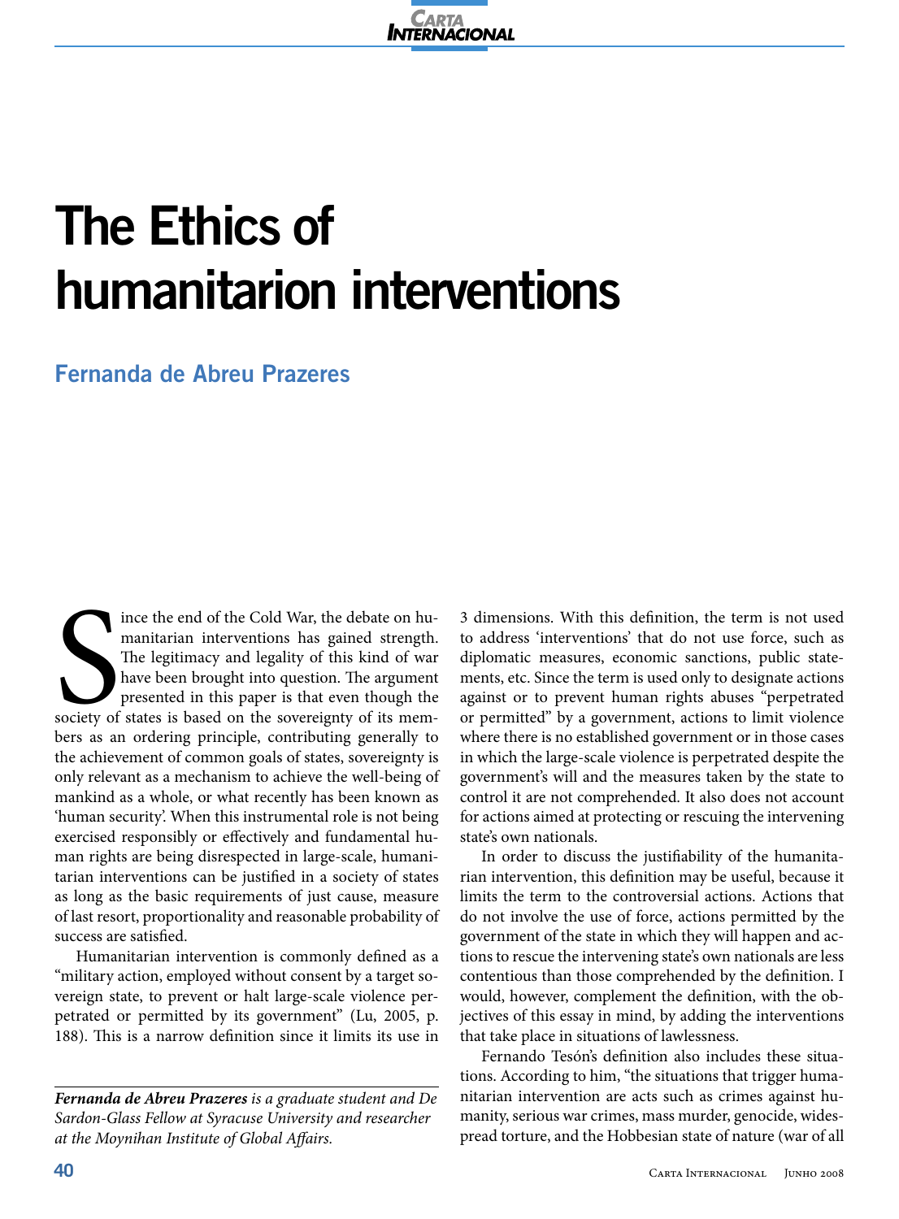# The Ethics of humanitarion interventions

## Fernanda de Abreu Prazeres

Since the end of the Cold War, the debate on humanitarian interventions has gained strength. The legitimacy and legality of this kind of war have been brought into question. The argument presented in this paper is that even though the society of states is based on the sovereignty of its members as an ordering principle, contributing generally to the achievement of common goals of states, sovereignty is only relevant as a mechanism to achieve the well-being of mankind as a whole, or what recently has been known as 'human security'. When this instrumental role is not being exercised responsibly or effectively and fundamental human rights are being disrespected in large-scale, humanitarian interventions can be justified in a society of states as long as the basic requirements of just cause, measure of last resort, proportionality and reasonable probability of success are satisfied.

Humanitarian intervention is commonly defined as a "military action, employed without consent by a target sovereign state, to prevent or halt large-scale violence perpetrated or permitted by its government" (Lu, 2005, p. 188). This is a narrow definition since it limits its use in 3 dimensions. With this definition, the term is not used to address 'interventions' that do not use force, such as diplomatic measures, economic sanctions, public statements, etc. Since the term is used only to designate actions against or to prevent human rights abuses "perpetrated or permitted" by a government, actions to limit violence where there is no established government or in those cases in which the large-scale violence is perpetrated despite the government's will and the measures taken by the state to control it are not comprehended. It also does not account for actions aimed at protecting or rescuing the intervening state's own nationals.

In order to discuss the justifiability of the humanitarian intervention, this definition may be useful, because it limits the term to the controversial actions. Actions that do not involve the use of force, actions permitted by the government of the state in which they will happen and actions to rescue the intervening state's own nationals are less contentious than those comprehended by the definition. I would, however, complement the definition, with the objectives of this essay in mind, by adding the interventions that take place in situations of lawlessness.

Fernando Tesón's definition also includes these situations. According to him, "the situations that trigger humanitarian intervention are acts such as crimes against humanity, serious war crimes, mass murder, genocide, widespread torture, and the Hobbesian state of nature (war of all

---

***Fernanda de Abreu Prazeres** is a graduate student and De Sardon-Glass Fellow at Syracuse University and researcher at the Moynihan Institute of Global Affairs.*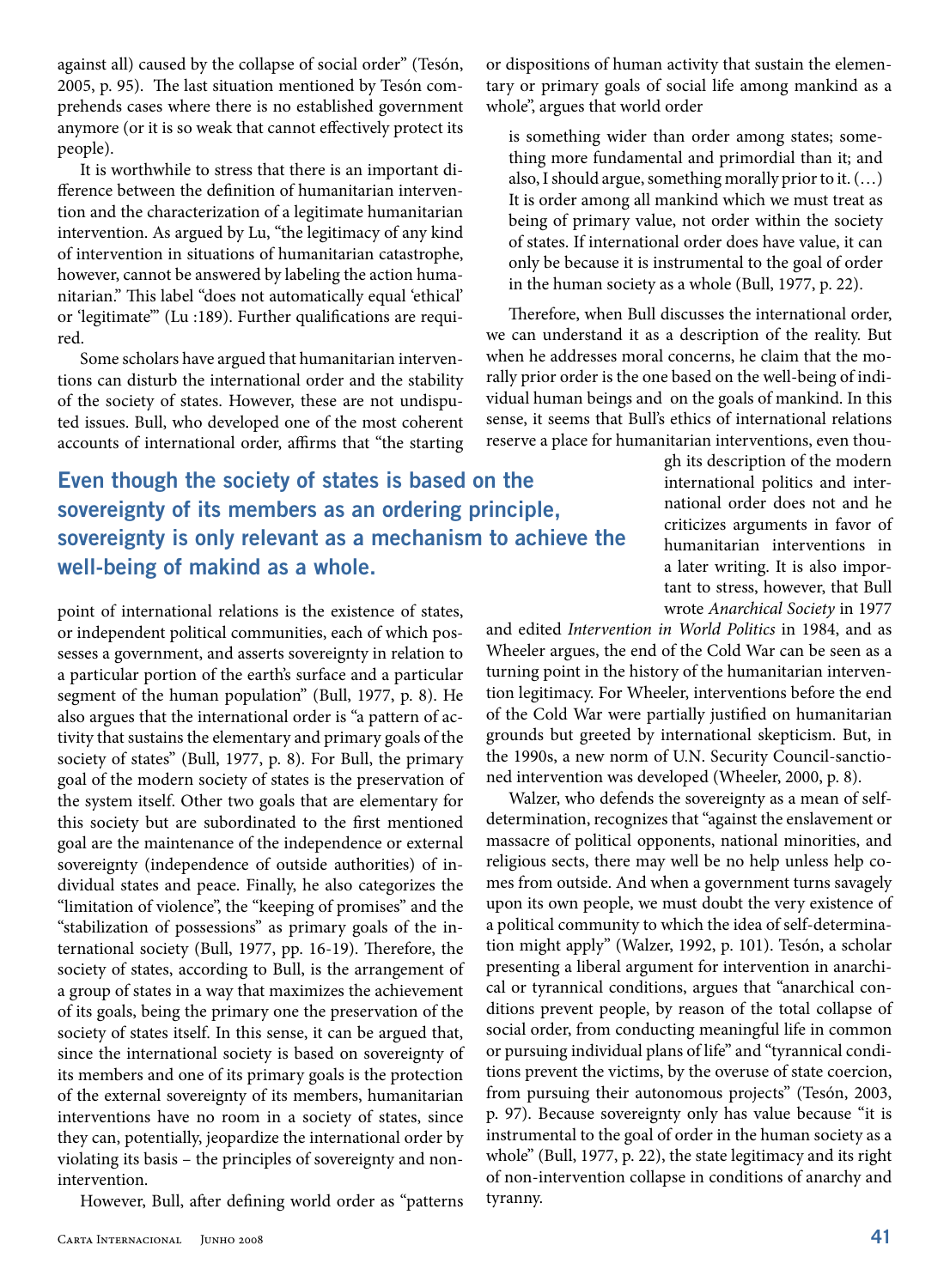against all) caused by the collapse of social order" (Tesón, 2005, p. 95). The last situation mentioned by Tesón comprehends cases where there is no established government anymore (or it is so weak that cannot effectively protect its people).

It is worthwhile to stress that there is an important difference between the definition of humanitarian intervention and the characterization of a legitimate humanitarian intervention. As argued by Lu, "the legitimacy of any kind of intervention in situations of humanitarian catastrophe, however, cannot be answered by labeling the action humanitarian." This label "does not automatically equal 'ethical' or 'legitimate'" (Lu :189). Further qualifications are required.

Some scholars have argued that humanitarian interventions can disturb the international order and the stability of the society of states. However, these are not undisputed issues. Bull, who developed one of the most coherent accounts of international order, affirms that "the starting point of international relations is the existence of states, or independent political communities, each of which possesses a government, and asserts sovereignty in relation to a particular portion of the earth's surface and a particular segment of the human population" (Bull, 1977, p. 8). He also argues that the international order is "a pattern of activity that sustains the elementary and primary goals of the society of states" (Bull, 1977, p. 8). For Bull, the primary goal of the modern society of states is the preservation of the system itself. Other two goals that are elementary for this society but are subordinated to the first mentioned goal are the maintenance of the independence or external sovereignty (independence of outside authorities) of individual states and peace. Finally, he also categorizes the "limitation of violence", the "keeping of promises" and the "stabilization of possessions" as primary goals of the international society (Bull, 1977, pp. 16-19). Therefore, the society of states, according to Bull, is the arrangement of a group of states in a way that maximizes the achievement of its goals, being the primary one the preservation of the society of states itself. In this sense, it can be argued that, since the international society is based on sovereignty of its members and one of its primary goals is the protection of the external sovereignty of its members, humanitarian interventions have no room in a society of states, since they can, potentially, jeopardize the international order by violating its basis – the principles of sovereignty and non-intervention.

**Even though the society of states is based on the sovereignty of its members as an ordering principle, sovereignty is only relevant as a mechanism to achieve the well-being of makind as a whole.**

However, Bull, after defining world order as "patterns or dispositions of human activity that sustain the elementary or primary goals of social life among mankind as a whole", argues that world order

> is something wider than order among states; something more fundamental and primordial than it; and also, I should argue, something morally prior to it. (…) It is order among all mankind which we must treat as being of primary value, not order within the society of states. If international order does have value, it can only be because it is instrumental to the goal of order in the human society as a whole (Bull, 1977, p. 22).

Therefore, when Bull discusses the international order, we can understand it as a description of the reality. But when he addresses moral concerns, he claim that the morally prior order is the one based on the well-being of individual human beings and on the goals of mankind. In this sense, it seems that Bull's ethics of international relations reserve a place for humanitarian interventions, even though its description of the modern international politics and international order does not and he criticizes arguments in favor of humanitarian interventions in a later writing. It is also important to stress, however, that Bull wrote *Anarchical Society* in 1977 and edited *Intervention in World Politics* in 1984, and as Wheeler argues, the end of the Cold War can be seen as a turning point in the history of the humanitarian intervention legitimacy. For Wheeler, interventions before the end of the Cold War were partially justified on humanitarian grounds but greeted by international skepticism. But, in the 1990s, a new norm of U.N. Security Council-sanctioned intervention was developed (Wheeler, 2000, p. 8).

Walzer, who defends the sovereignty as a mean of self-determination, recognizes that "against the enslavement or massacre of political opponents, national minorities, and religious sects, there may well be no help unless help comes from outside. And when a government turns savagely upon its own people, we must doubt the very existence of a political community to which the idea of self-determination might apply" (Walzer, 1992, p. 101). Tesón, a scholar presenting a liberal argument for intervention in anarchical or tyrannical conditions, argues that "anarchical conditions prevent people, by reason of the total collapse of social order, from conducting meaningful life in common or pursuing individual plans of life" and "tyrannical conditions prevent the victims, by the overuse of state coercion, from pursuing their autonomous projects" (Tesón, 2003, p. 97). Because sovereignty only has value because "it is instrumental to the goal of order in the human society as a whole" (Bull, 1977, p. 22), the state legitimacy and its right of non-intervention collapse in conditions of anarchy and tyranny.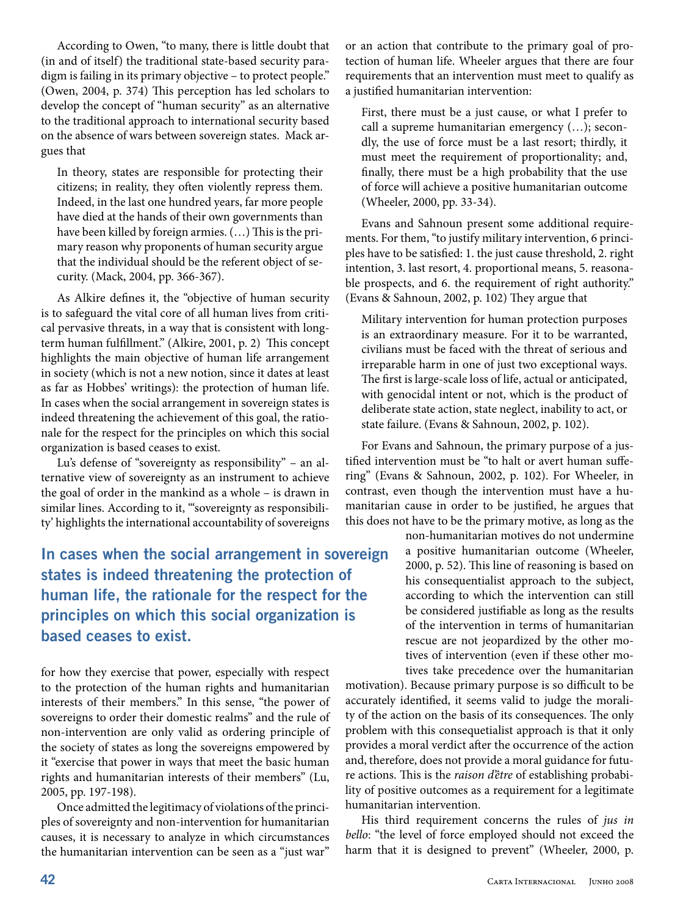According to Owen, "to many, there is little doubt that (in and of itself) the traditional state-based security paradigm is failing in its primary objective – to protect people." (Owen, 2004, p. 374) This perception has led scholars to develop the concept of "human security" as an alternative to the traditional approach to international security based on the absence of wars between sovereign states. Mack argues that

> In theory, states are responsible for protecting their citizens; in reality, they often violently repress them. Indeed, in the last one hundred years, far more people have died at the hands of their own governments than have been killed by foreign armies. (…) This is the primary reason why proponents of human security argue that the individual should be the referent object of security. (Mack, 2004, pp. 366-367).

As Alkire defines it, the "objective of human security is to safeguard the vital core of all human lives from critical pervasive threats, in a way that is consistent with long-term human fulfillment." (Alkire, 2001, p. 2) This concept highlights the main objective of human life arrangement in society (which is not a new notion, since it dates at least as far as Hobbes' writings): the protection of human life. In cases when the social arrangement in sovereign states is indeed threatening the achievement of this goal, the rationale for the respect for the principles on which this social organization is based ceases to exist.

Lu's defense of "sovereignty as responsibility" – an alternative view of sovereignty as an instrument to achieve the goal of order in the mankind as a whole – is drawn in similar lines. According to it, "'sovereignty as responsibility' highlights the international accountability of sovereigns for how they exercise that power, especially with respect to the protection of the human rights and humanitarian interests of their members." In this sense, "the power of sovereigns to order their domestic realms" and the rule of non-intervention are only valid as ordering principle of the society of states as long the sovereigns empowered by it "exercise that power in ways that meet the basic human rights and humanitarian interests of their members" (Lu, 2005, pp. 197-198).

**In cases when the social arrangement in sovereign states is indeed threatening the protection of human life, the rationale for the respect for the principles on which this social organization is based ceases to exist.**

Once admitted the legitimacy of violations of the principles of sovereignty and non-intervention for humanitarian causes, it is necessary to analyze in which circumstances the humanitarian intervention can be seen as a "just war" or an action that contribute to the primary goal of protection of human life. Wheeler argues that there are four requirements that an intervention must meet to qualify as a justified humanitarian intervention:

> First, there must be a just cause, or what I prefer to call a supreme humanitarian emergency (…); secondly, the use of force must be a last resort; thirdly, it must meet the requirement of proportionality; and, finally, there must be a high probability that the use of force will achieve a positive humanitarian outcome (Wheeler, 2000, pp. 33-34).

Evans and Sahnoun present some additional requirements. For them, "to justify military intervention, 6 principles have to be satisfied: 1. the just cause threshold, 2. right intention, 3. last resort, 4. proportional means, 5. reasonable prospects, and 6. the requirement of right authority." (Evans & Sahnoun, 2002, p. 102) They argue that

> Military intervention for human protection purposes is an extraordinary measure. For it to be warranted, civilians must be faced with the threat of serious and irreparable harm in one of just two exceptional ways. The first is large-scale loss of life, actual or anticipated, with genocidal intent or not, which is the product of deliberate state action, state neglect, inability to act, or state failure. (Evans & Sahnoun, 2002, p. 102).

For Evans and Sahnoun, the primary purpose of a justified intervention must be "to halt or avert human suffering" (Evans & Sahnoun, 2002, p. 102). For Wheeler, in contrast, even though the intervention must have a humanitarian cause in order to be justified, he argues that this does not have to be the primary motive, as long as the non-humanitarian motives do not undermine a positive humanitarian outcome (Wheeler, 2000, p. 52). This line of reasoning is based on his consequentialist approach to the subject, according to which the intervention can still be considered justifiable as long as the results of the intervention in terms of humanitarian rescue are not jeopardized by the other motives of intervention (even if these other motives take precedence over the humanitarian motivation). Because primary purpose is so difficult to be accurately identified, it seems valid to judge the morality of the action on the basis of its consequences. The only problem with this consequetialist approach is that it only provides a moral verdict after the occurrence of the action and, therefore, does not provide a moral guidance for future actions. This is the *raison d'être* of establishing probability of positive outcomes as a requirement for a legitimate humanitarian intervention.

His third requirement concerns the rules of *jus in bello*: "the level of force employed should not exceed the harm that it is designed to prevent" (Wheeler, 2000, p.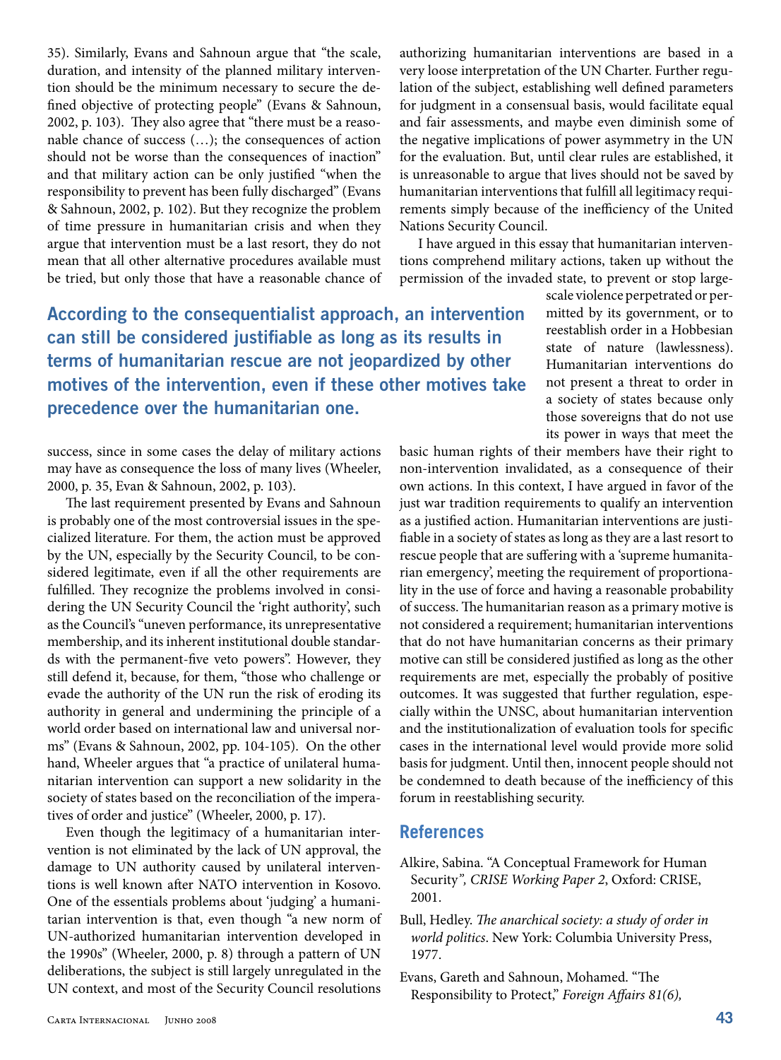35). Similarly, Evans and Sahnoun argue that "the scale, duration, and intensity of the planned military intervention should be the minimum necessary to secure the defined objective of protecting people" (Evans & Sahnoun, 2002, p. 103). They also agree that "there must be a reasonable chance of success (…); the consequences of action should not be worse than the consequences of inaction" and that military action can be only justified "when the responsibility to prevent has been fully discharged" (Evans & Sahnoun, 2002, p. 102). But they recognize the problem of time pressure in humanitarian crisis and when they argue that intervention must be a last resort, they do not mean that all other alternative procedures available must be tried, but only those that have a reasonable chance of success, since in some cases the delay of military actions may have as consequence the loss of many lives (Wheeler, 2000, p. 35, Evan & Sahnoun, 2002, p. 103).

**According to the consequentialist approach, an intervention can still be considered justifiable as long as its results in terms of humanitarian rescue are not jeopardized by other motives of the intervention, even if these other motives take precedence over the humanitarian one.**

The last requirement presented by Evans and Sahnoun is probably one of the most controversial issues in the specialized literature. For them, the action must be approved by the UN, especially by the Security Council, to be considered legitimate, even if all the other requirements are fulfilled. They recognize the problems involved in considering the UN Security Council the 'right authority', such as the Council's "uneven performance, its unrepresentative membership, and its inherent institutional double standards with the permanent-five veto powers". However, they still defend it, because, for them, "those who challenge or evade the authority of the UN run the risk of eroding its authority in general and undermining the principle of a world order based on international law and universal norms" (Evans & Sahnoun, 2002, pp. 104-105). On the other hand, Wheeler argues that "a practice of unilateral humanitarian intervention can support a new solidarity in the society of states based on the reconciliation of the imperatives of order and justice" (Wheeler, 2000, p. 17).

Even though the legitimacy of a humanitarian intervention is not eliminated by the lack of UN approval, the damage to UN authority caused by unilateral interventions is well known after NATO intervention in Kosovo. One of the essentials problems about 'judging' a humanitarian intervention is that, even though "a new norm of UN-authorized humanitarian intervention developed in the 1990s" (Wheeler, 2000, p. 8) through a pattern of UN deliberations, the subject is still largely unregulated in the UN context, and most of the Security Council resolutions authorizing humanitarian interventions are based in a very loose interpretation of the UN Charter. Further regulation of the subject, establishing well defined parameters for judgment in a consensual basis, would facilitate equal and fair assessments, and maybe even diminish some of the negative implications of power asymmetry in the UN for the evaluation. But, until clear rules are established, it is unreasonable to argue that lives should not be saved by humanitarian interventions that fulfill all legitimacy requirements simply because of the inefficiency of the United Nations Security Council.

I have argued in this essay that humanitarian interventions comprehend military actions, taken up without the permission of the invaded state, to prevent or stop large-scale violence perpetrated or permitted by its government, or to reestablish order in a Hobbesian state of nature (lawlessness). Humanitarian interventions do not present a threat to order in a society of states because only those sovereigns that do not use its power in ways that meet the basic human rights of their members have their right to non-intervention invalidated, as a consequence of their own actions. In this context, I have argued in favor of the just war tradition requirements to qualify an intervention as a justified action. Humanitarian interventions are justifiable in a society of states as long as they are a last resort to rescue people that are suffering with a 'supreme humanitarian emergency', meeting the requirement of proportionality in the use of force and having a reasonable probability of success. The humanitarian reason as a primary motive is not considered a requirement; humanitarian interventions that do not have humanitarian concerns as their primary motive can still be considered justified as long as the other requirements are met, especially the probably of positive outcomes. It was suggested that further regulation, especially within the UNSC, about humanitarian intervention and the institutionalization of evaluation tools for specific cases in the international level would provide more solid basis for judgment. Until then, innocent people should not be condemned to death because of the inefficiency of this forum in reestablishing security.

## References

Alkire, Sabina. "A Conceptual Framework for Human Security", *CRISE Working Paper 2*, Oxford: CRISE, 2001.

Bull, Hedley. *The anarchical society: a study of order in world politics*. New York: Columbia University Press, 1977.

Evans, Gareth and Sahnoun, Mohamed. "The Responsibility to Protect," *Foreign Affairs 81(6),*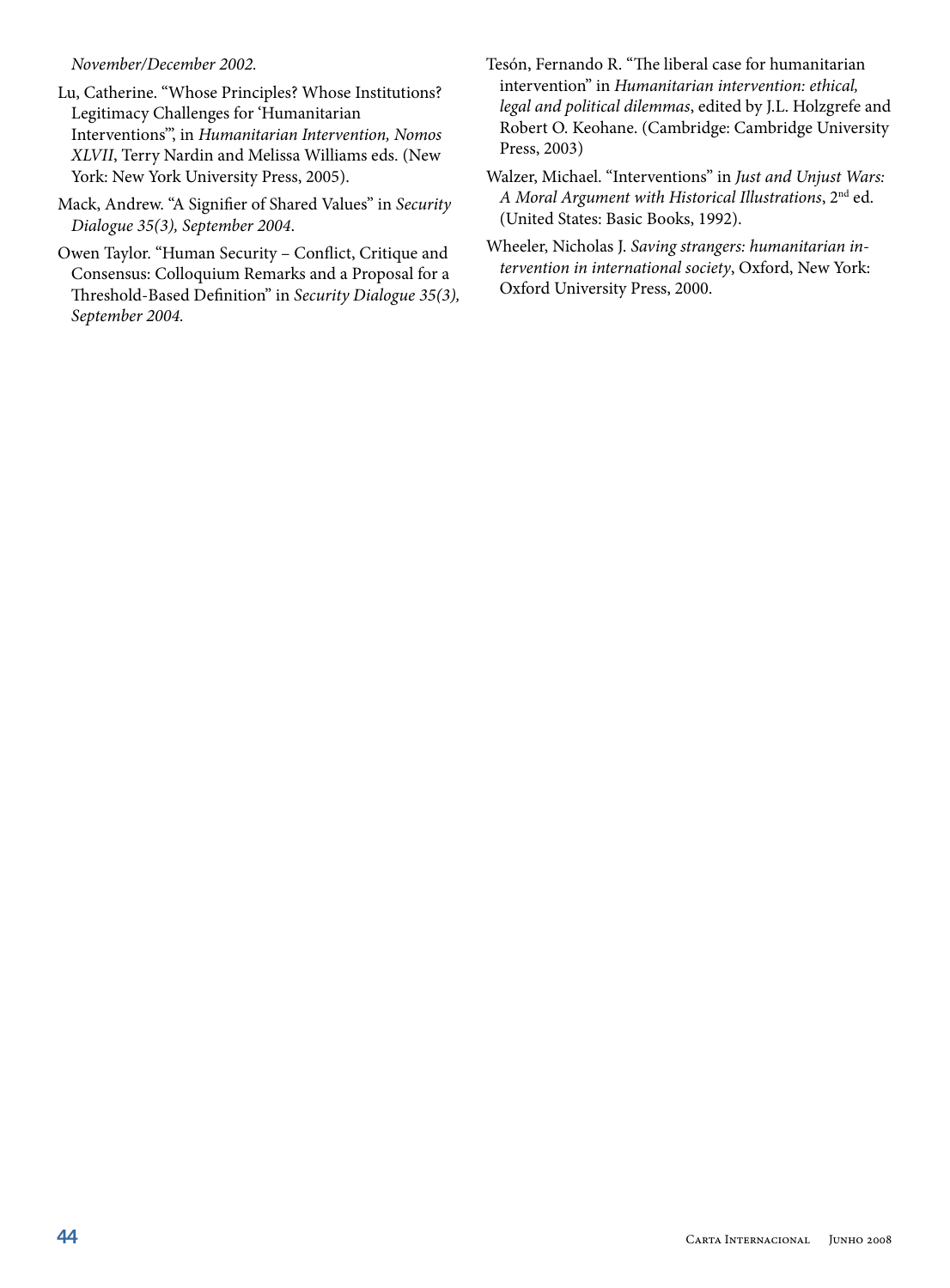*November/December 2002.*

Lu, Catherine. "Whose Principles? Whose Institutions? Legitimacy Challenges for 'Humanitarian Interventions'", in *Humanitarian Intervention, Nomos XLVII*, Terry Nardin and Melissa Williams eds. (New York: New York University Press, 2005).

Mack, Andrew. "A Signifier of Shared Values" in *Security Dialogue 35(3), September 2004*.

Owen Taylor. "Human Security – Conflict, Critique and Consensus: Colloquium Remarks and a Proposal for a Threshold-Based Definition" in *Security Dialogue 35(3), September 2004.*

Tesón, Fernando R. "The liberal case for humanitarian intervention" in *Humanitarian intervention: ethical, legal and political dilemmas*, edited by J.L. Holzgrefe and Robert O. Keohane. (Cambridge: Cambridge University Press, 2003)

Walzer, Michael. "Interventions" in *Just and Unjust Wars: A Moral Argument with Historical Illustrations*, 2nd ed. (United States: Basic Books, 1992).

Wheeler, Nicholas J. *Saving strangers: humanitarian intervention in international society*, Oxford, New York: Oxford University Press, 2000.